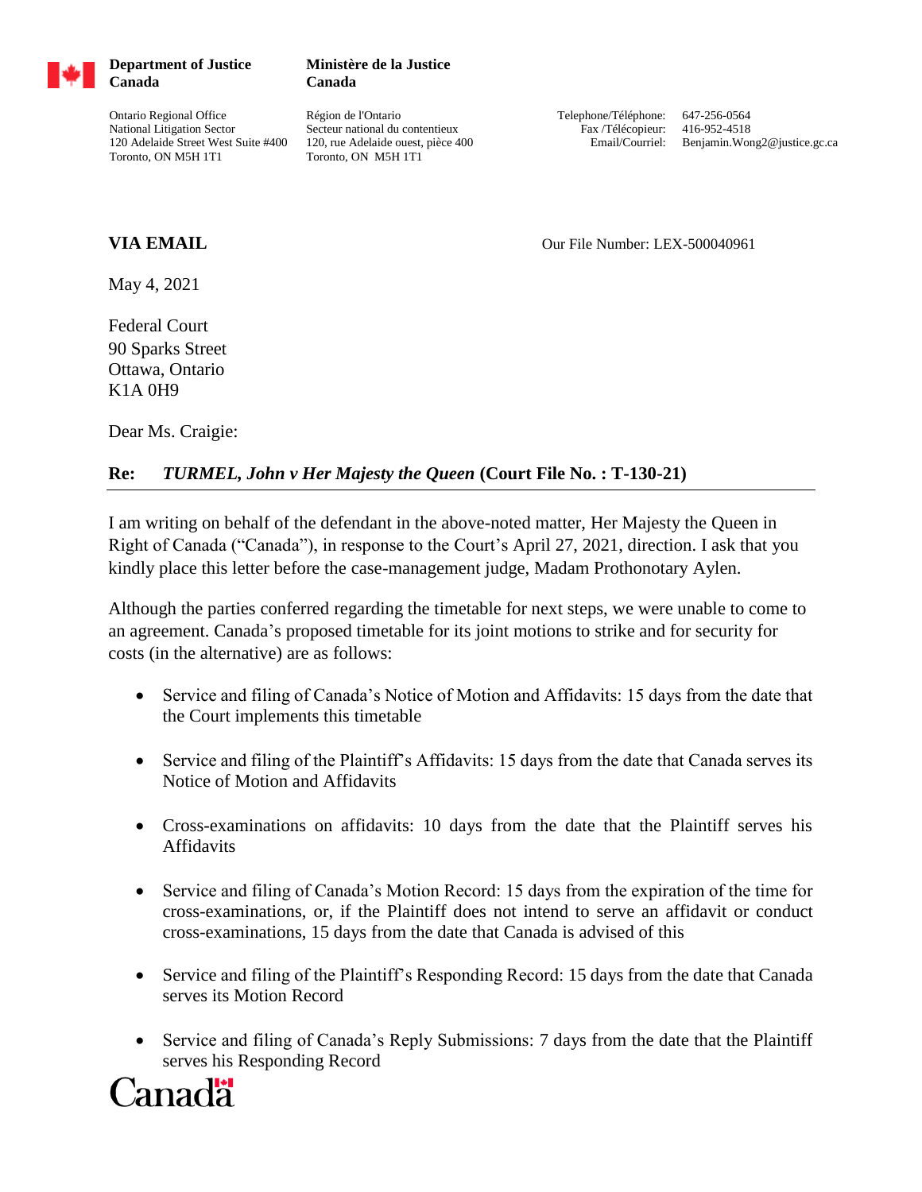**Department of Justice Canada** | **Ministère de la Justice Canada**

Ontario Regional Office
National Litigation Sector
120 Adelaide Street West Suite #400
Toronto, ON M5H 1T1

Région de l'Ontario
Secteur national du contentieux
120, rue Adelaide ouest, pièce 400
Toronto, ON M5H 1T1

Telephone/Téléphone: 647-256-0564
Fax /Télécopieur: 416-952-4518
Email/Courriel: Benjamin.Wong2@justice.gc.ca

**VIA EMAIL**

Our File Number: LEX-500040961

May 4, 2021

Federal Court
90 Sparks Street
Ottawa, Ontario
K1A 0H9

Dear Ms. Craigie:

**Re: *TURMEL, John v Her Majesty the Queen* (Court File No. : T-130-21)**

I am writing on behalf of the defendant in the above-noted matter, Her Majesty the Queen in Right of Canada ("Canada"), in response to the Court's April 27, 2021, direction. I ask that you kindly place this letter before the case-management judge, Madam Prothonotary Aylen.

Although the parties conferred regarding the timetable for next steps, we were unable to come to an agreement. Canada's proposed timetable for its joint motions to strike and for security for costs (in the alternative) are as follows:

- Service and filing of Canada's Notice of Motion and Affidavits: 15 days from the date that the Court implements this timetable
- Service and filing of the Plaintiff's Affidavits: 15 days from the date that Canada serves its Notice of Motion and Affidavits
- Cross-examinations on affidavits: 10 days from the date that the Plaintiff serves his Affidavits
- Service and filing of Canada's Motion Record: 15 days from the expiration of the time for cross-examinations, or, if the Plaintiff does not intend to serve an affidavit or conduct cross-examinations, 15 days from the date that Canada is advised of this
- Service and filing of the Plaintiff's Responding Record: 15 days from the date that Canada serves its Motion Record
- Service and filing of Canada's Reply Submissions: 7 days from the date that the Plaintiff serves his Responding Record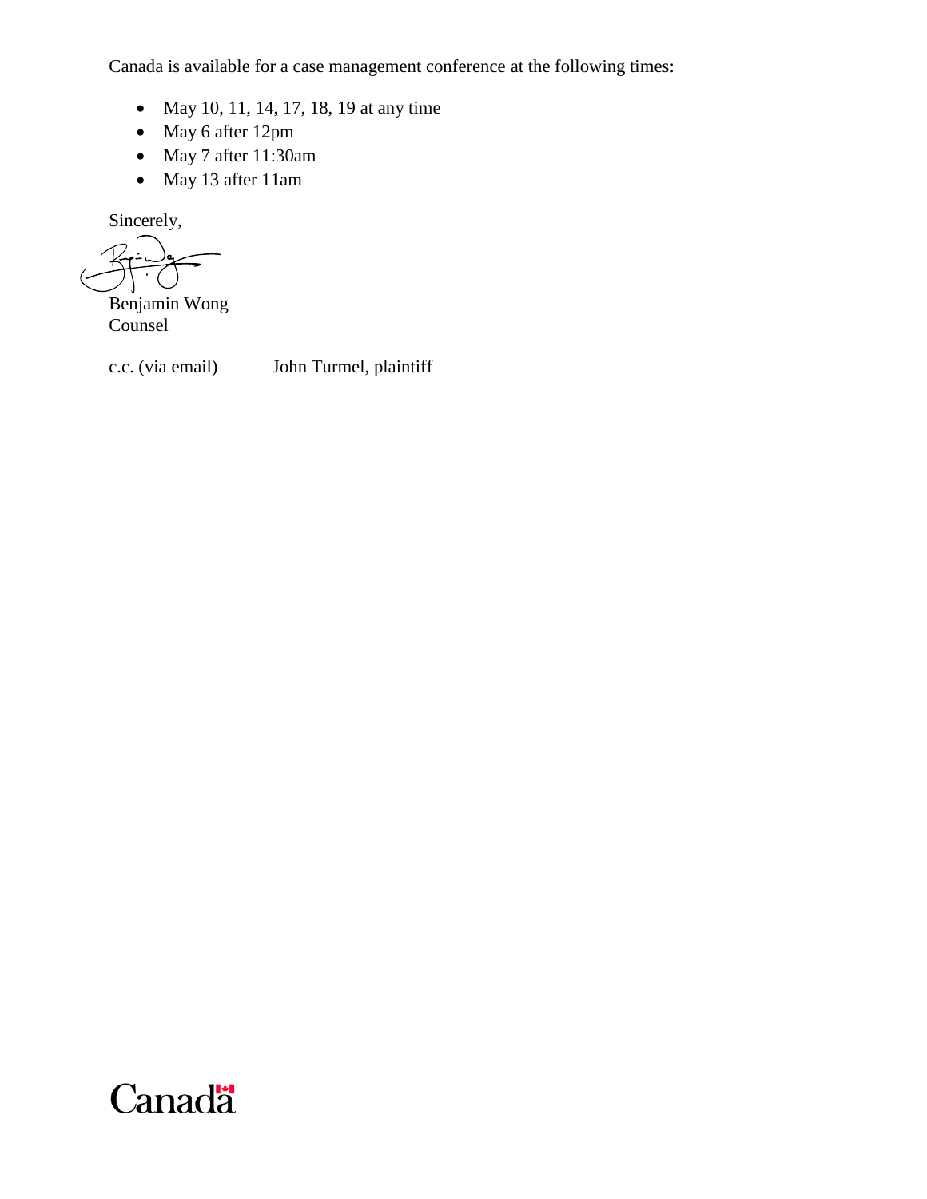Canada is available for a case management conference at the following times:

- May 10, 11, 14, 17, 18, 19 at any time
- May 6 after 12pm
- May 7 after 11:30am
- May 13 after 11am

Sincerely,

Benjamin Wong
Counsel

c.c. (via email) John Turmel, plaintiff